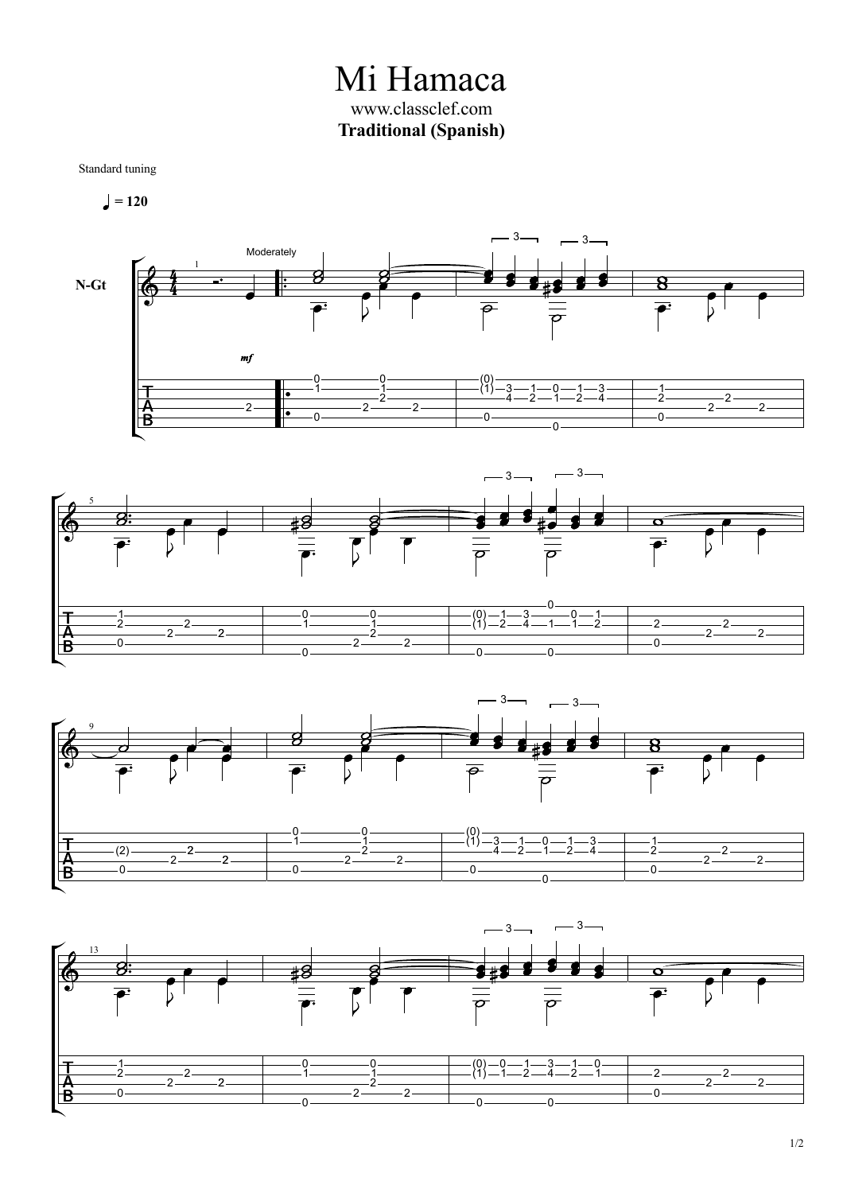# Mi Hamaca

www.classclef.com

**Traditional (Spanish)**

Standard tuning

♩ = 120